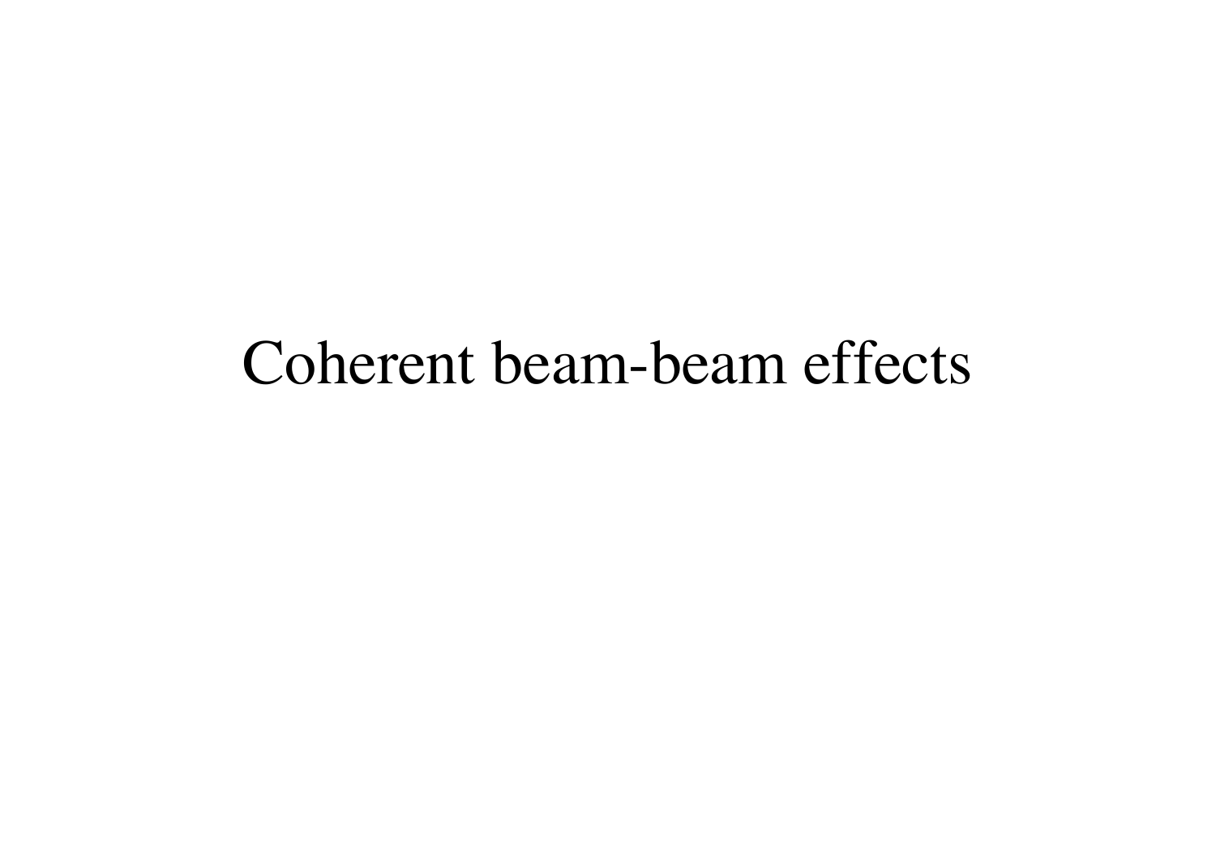# Coherent beam-beam effects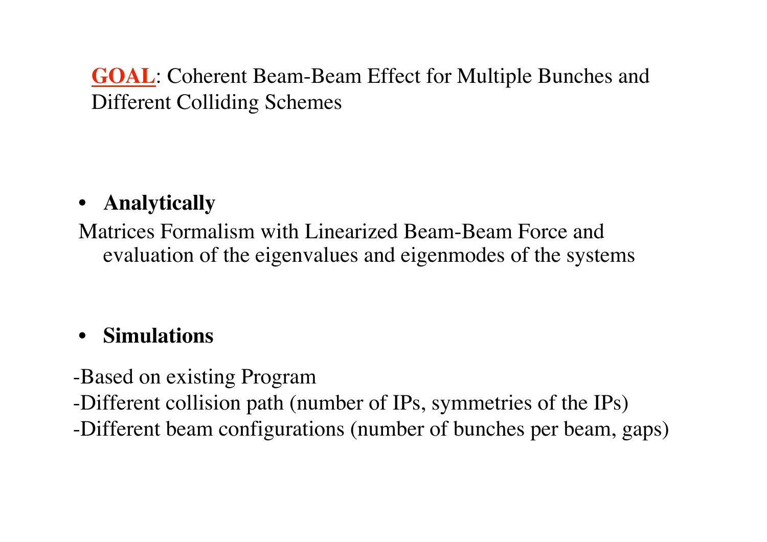**GOAL**: Coherent Beam-Beam Effect for Multiple Bunches and Different Colliding Schemes

- **Analytically**

Matrices Formalism with Linearized Beam-Beam Force and evaluation of the eigenvalues and eigenmodes of the systems

- **Simulations**

-Based on existing Program
-Different collision path (number of IPs, symmetries of the IPs)
-Different beam configurations (number of bunches per beam, gaps)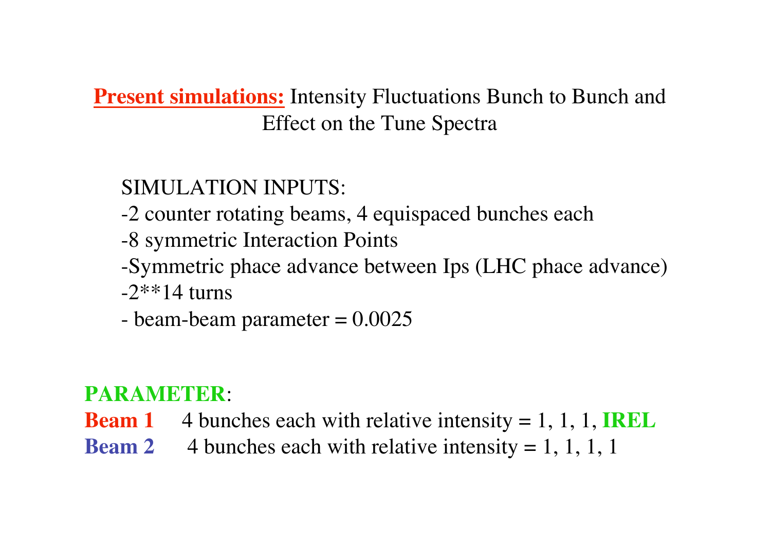**Present simulations:** Intensity Fluctuations Bunch to Bunch and Effect on the Tune Spectra

SIMULATION INPUTS:

-2 counter rotating beams, 4 equispaced bunches each

-8 symmetric Interaction Points

-Symmetric phace advance between Ips (LHC phace advance)

-2**14 turns

- beam-beam parameter = 0.0025

**PARAMETER**:

**Beam 1** 4 bunches each with relative intensity = 1, 1, 1, **IREL**

**Beam 2** 4 bunches each with relative intensity = 1, 1, 1, 1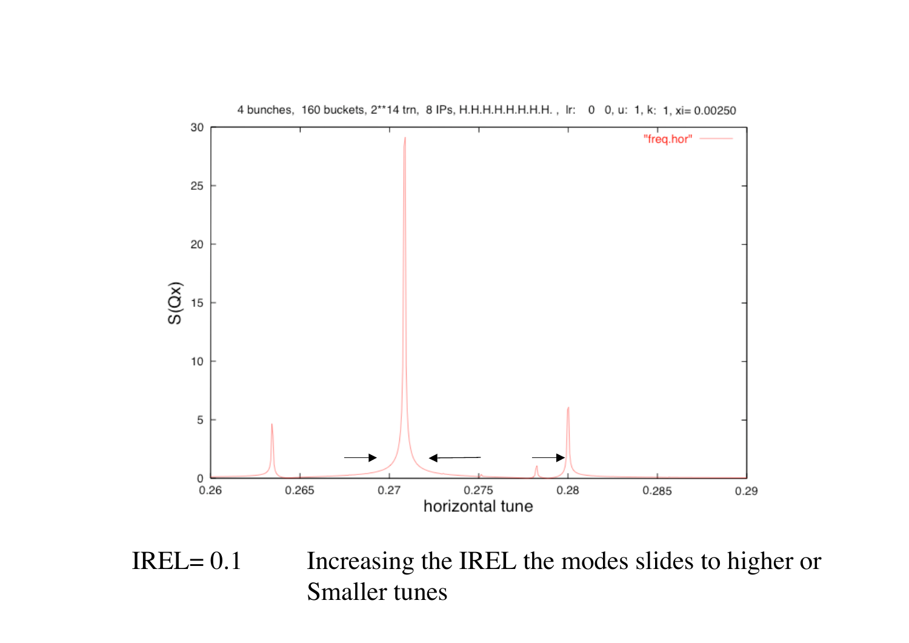4 bunches, 160 buckets, 2**14 trn, 8 IPs, H.H.H.H.H.H.H.H. , lr: 0 0, u: 1, k: 1, xi= 0.00250

"freq.hor"

S(Qx)

30
25
20
15
10
5
0

0.26 0.265 0.27 0.275 0.28 0.285 0.29

horizontal tune

IREL= 0.1 Increasing the IREL the modes slides to higher or Smaller tunes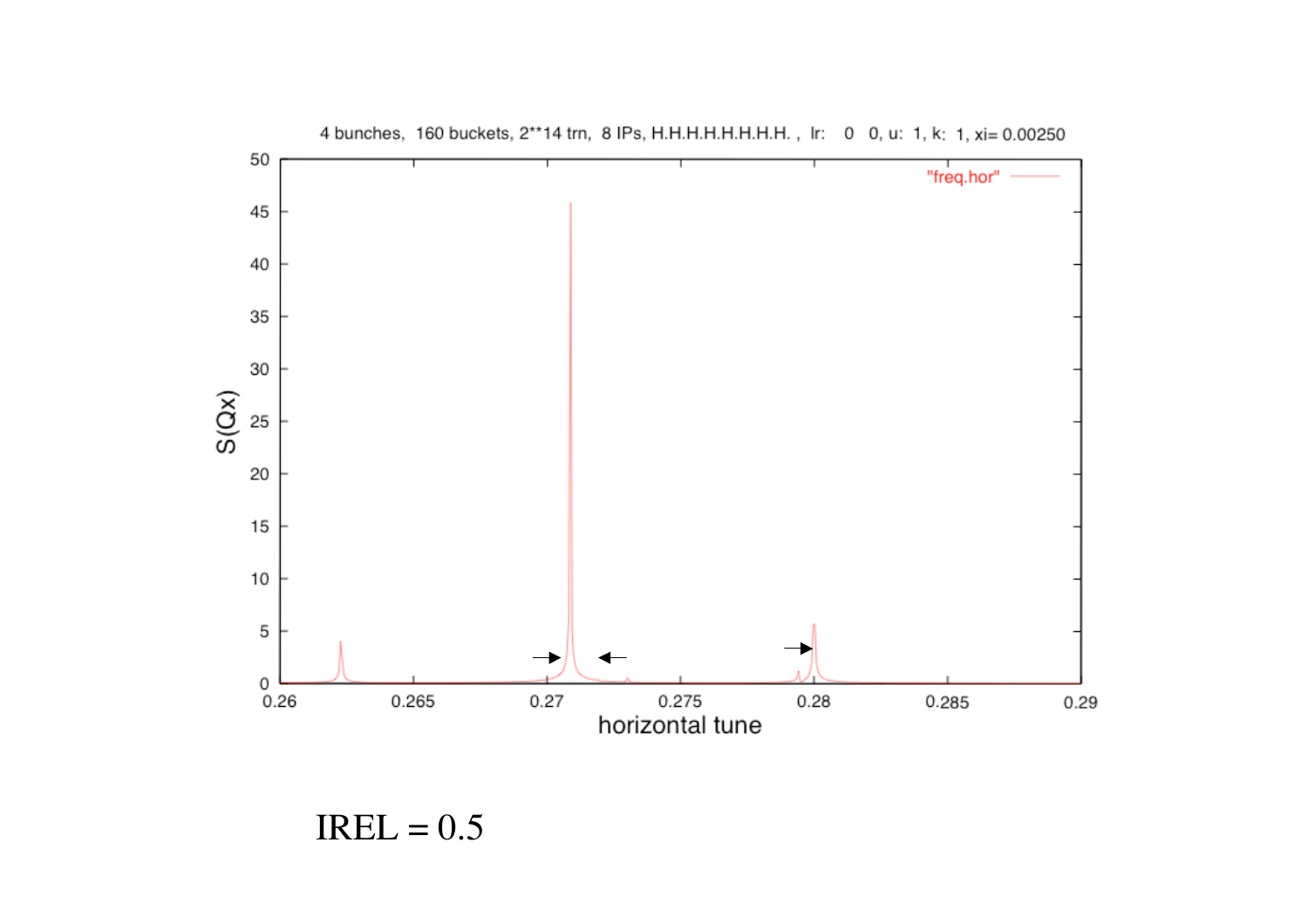4 bunches, 160 buckets, 2**14 trn, 8 IPs, H.H.H.H.H.H.H.H. , lr: 0 0, u: 1, k: 1, xi= 0.00250

"freq.hor"

S(Qx)

50
45
40
35
30
25
20
15
10
5
0

0.26 0.265 0.27 0.275 0.28 0.285 0.29

horizontal tune

IREL = 0.5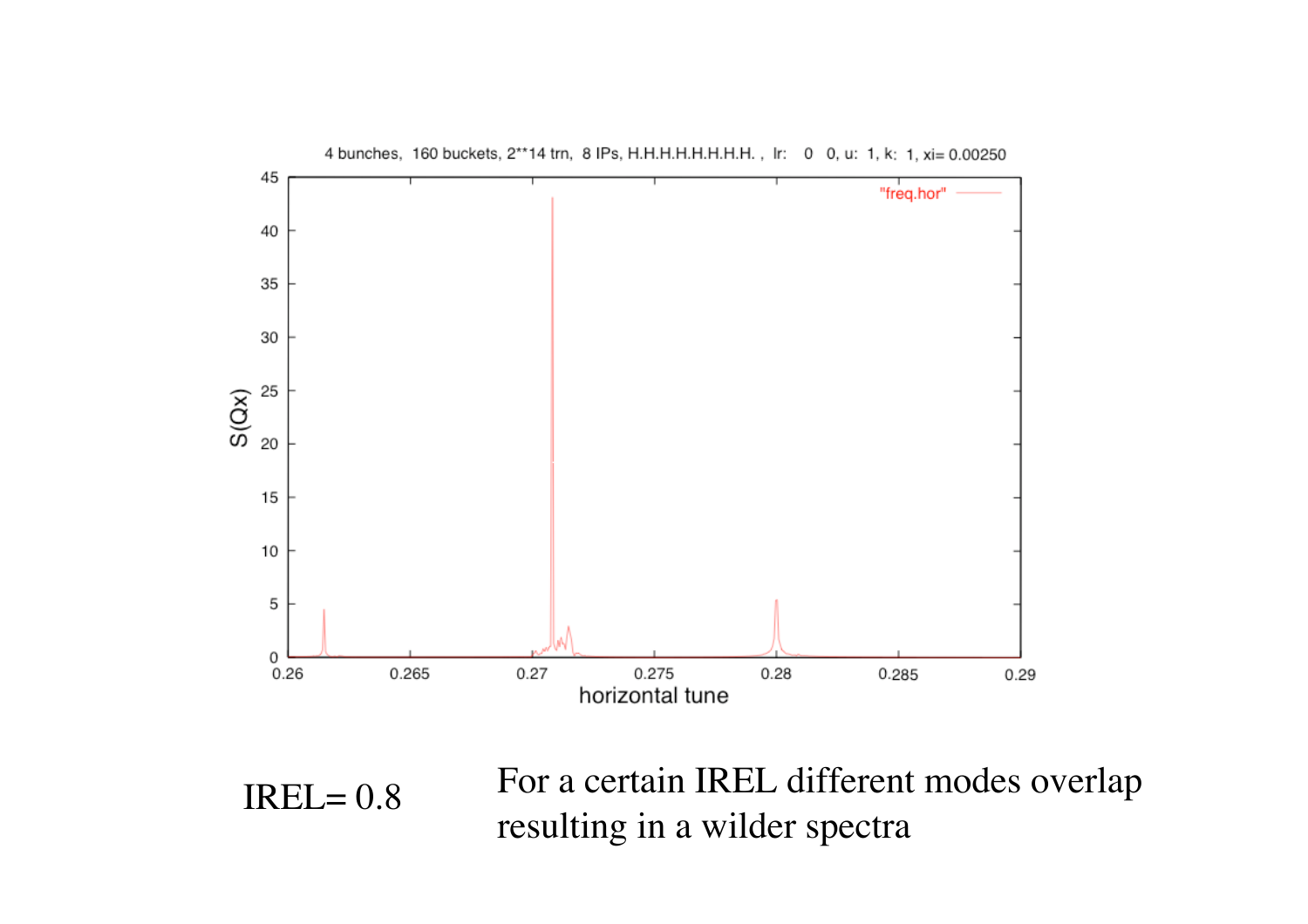4 bunches, 160 buckets, 2**14 trn, 8 IPs, H.H.H.H.H.H.H.H. , lr: 0 0, u: 1, k: 1, xi= 0.00250

"freq.hor"

S(Qx)

45
40
35
30
25
20
15
10
5
0

0.26 0.265 0.27 0.275 0.28 0.285 0.29

horizontal tune

IREL= 0.8

For a certain IREL different modes overlap resulting in a wilder spectra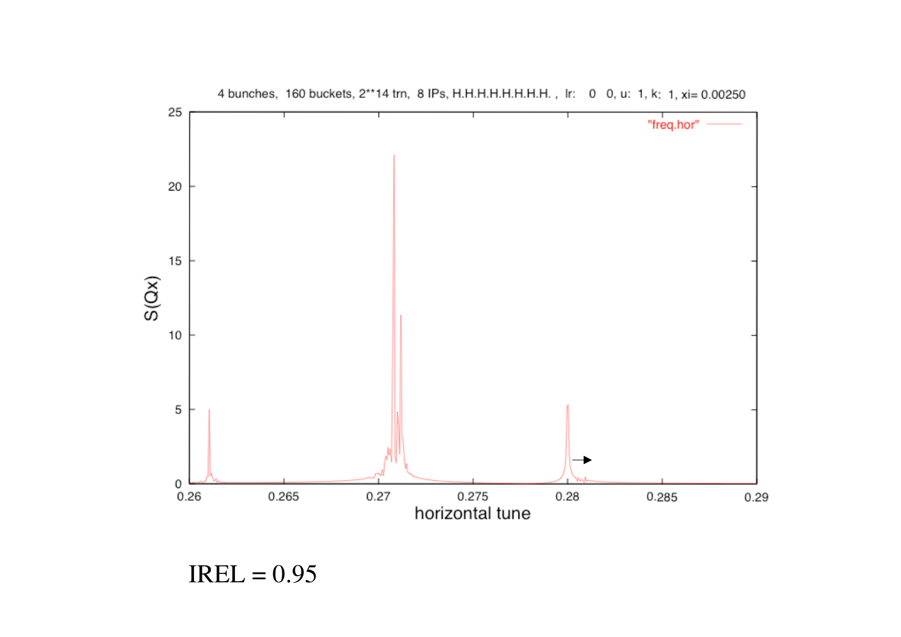4 bunches, 160 buckets, 2**14 trn, 8 IPs, H.H.H.H.H.H.H.H. , lr: 0 0, u: 1, k: 1, xi= 0.00250

"freq.hor"

S(Qx)

25

20

15

10

5

0

0.26

0.265

0.27

0.275

0.28

0.285

0.29

horizontal tune

IREL = 0.95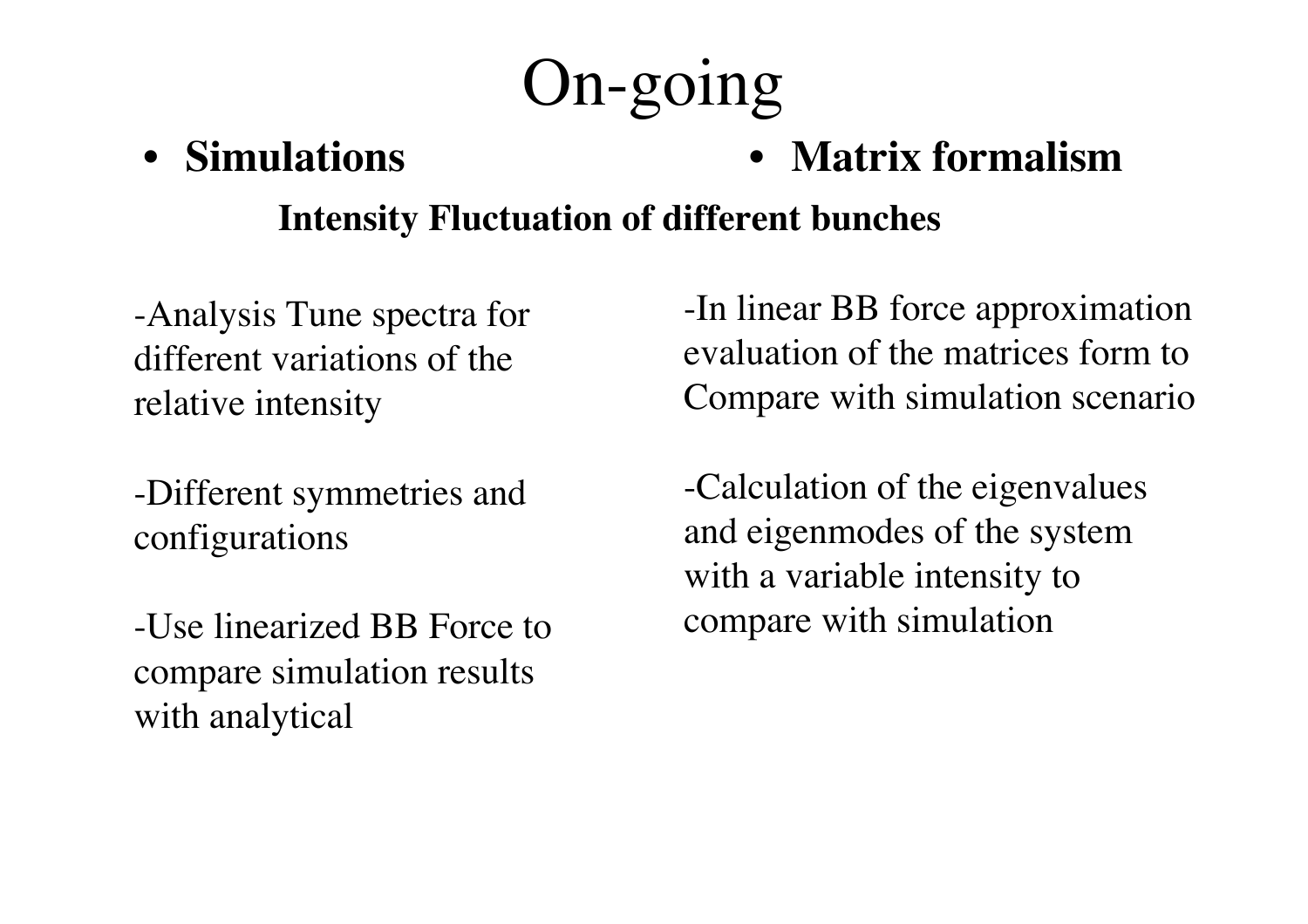# On-going

- **Simulations**
- **Matrix formalism**

**Intensity Fluctuation of different bunches**

-Analysis Tune spectra for different variations of the relative intensity

-Different symmetries and configurations

-Use linearized BB Force to compare simulation results with analytical

-In linear BB force approximation evaluation of the matrices form to Compare with simulation scenario

-Calculation of the eigenvalues and eigenmodes of the system with a variable intensity to compare with simulation